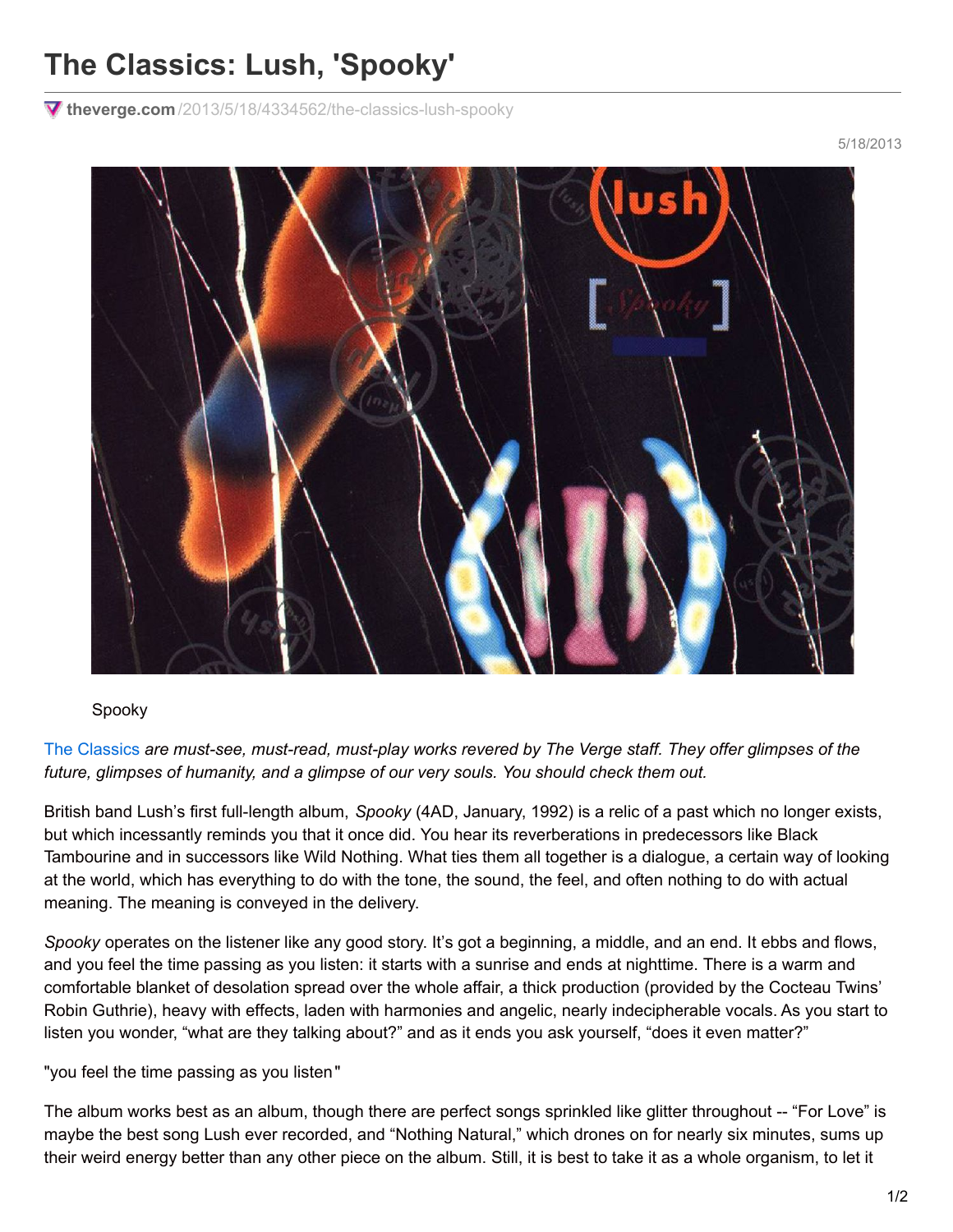# The Classics: Lush, 'Spooky'

theverge.com/2013/5/18/4334562/the-classics-lush-spooky

5/18/2013

Spooky

[The Classics](#) *are must-see, must-read, must-play works revered by The Verge staff. They offer glimpses of the future, glimpses of humanity, and a glimpse of our very souls. You should check them out.*

British band Lush's first full-length album, *Spooky* (4AD, January, 1992) is a relic of a past which no longer exists, but which incessantly reminds you that it once did. You hear its reverberations in predecessors like Black Tambourine and in successors like Wild Nothing. What ties them all together is a dialogue, a certain way of looking at the world, which has everything to do with the tone, the sound, the feel, and often nothing to do with actual meaning. The meaning is conveyed in the delivery.

*Spooky* operates on the listener like any good story. It's got a beginning, a middle, and an end. It ebbs and flows, and you feel the time passing as you listen: it starts with a sunrise and ends at nighttime. There is a warm and comfortable blanket of desolation spread over the whole affair, a thick production (provided by the Cocteau Twins' Robin Guthrie), heavy with effects, laden with harmonies and angelic, nearly indecipherable vocals. As you start to listen you wonder, "what are they talking about?" and as it ends you ask yourself, "does it even matter?"

"you feel the time passing as you listen"

The album works best as an album, though there are perfect songs sprinkled like glitter throughout -- "For Love" is maybe the best song Lush ever recorded, and "Nothing Natural," which drones on for nearly six minutes, sums up their weird energy better than any other piece on the album. Still, it is best to take it as a whole organism, to let it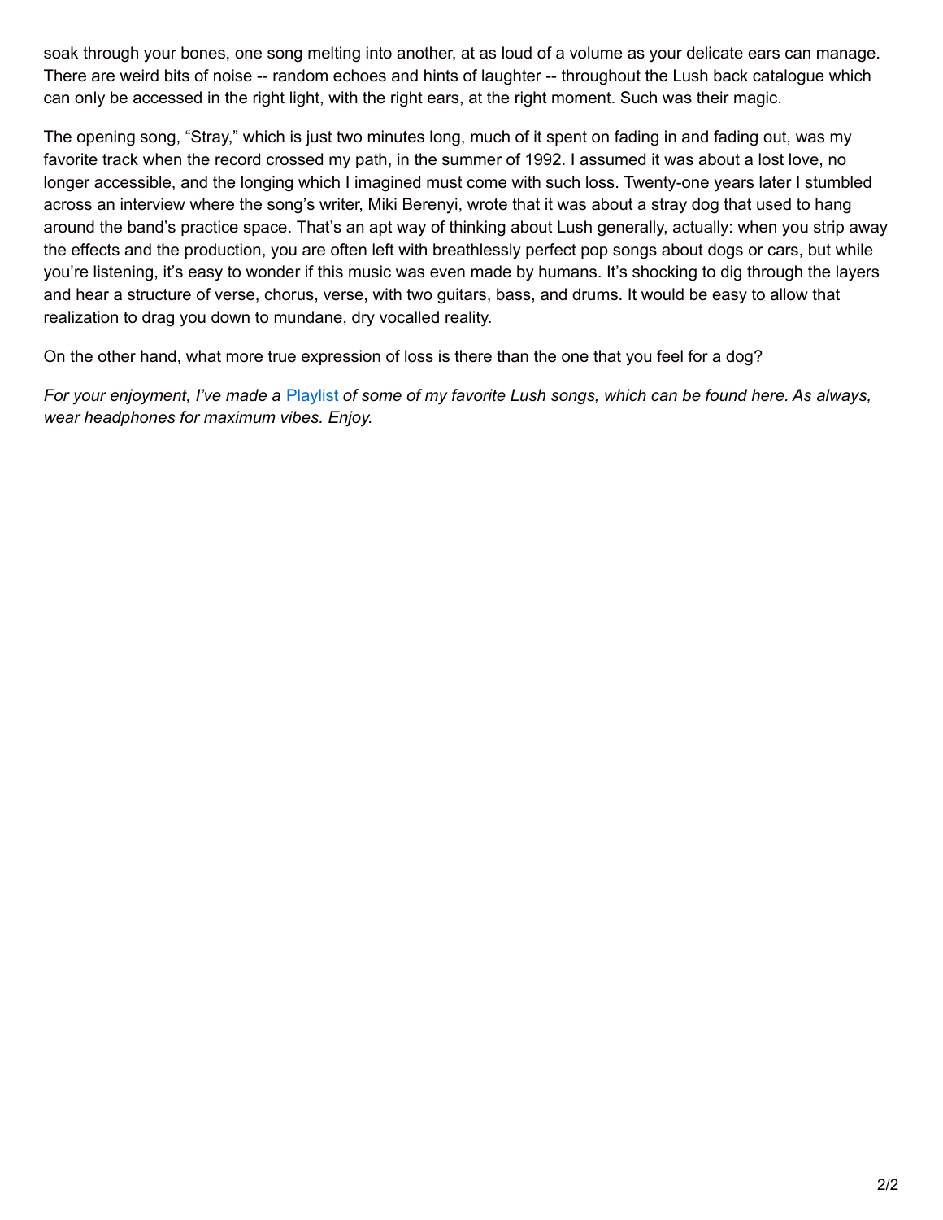soak through your bones, one song melting into another, at as loud of a volume as your delicate ears can manage. There are weird bits of noise -- random echoes and hints of laughter -- throughout the Lush back catalogue which can only be accessed in the right light, with the right ears, at the right moment. Such was their magic.

The opening song, "Stray," which is just two minutes long, much of it spent on fading in and fading out, was my favorite track when the record crossed my path, in the summer of 1992. I assumed it was about a lost love, no longer accessible, and the longing which I imagined must come with such loss. Twenty-one years later I stumbled across an interview where the song's writer, Miki Berenyi, wrote that it was about a stray dog that used to hang around the band's practice space. That's an apt way of thinking about Lush generally, actually: when you strip away the effects and the production, you are often left with breathlessly perfect pop songs about dogs or cars, but while you're listening, it's easy to wonder if this music was even made by humans. It's shocking to dig through the layers and hear a structure of verse, chorus, verse, with two guitars, bass, and drums. It would be easy to allow that realization to drag you down to mundane, dry vocalled reality.

On the other hand, what more true expression of loss is there than the one that you feel for a dog?

*For your enjoyment, I've made a* Playlist *of some of my favorite Lush songs, which can be found here. As always, wear headphones for maximum vibes. Enjoy.*